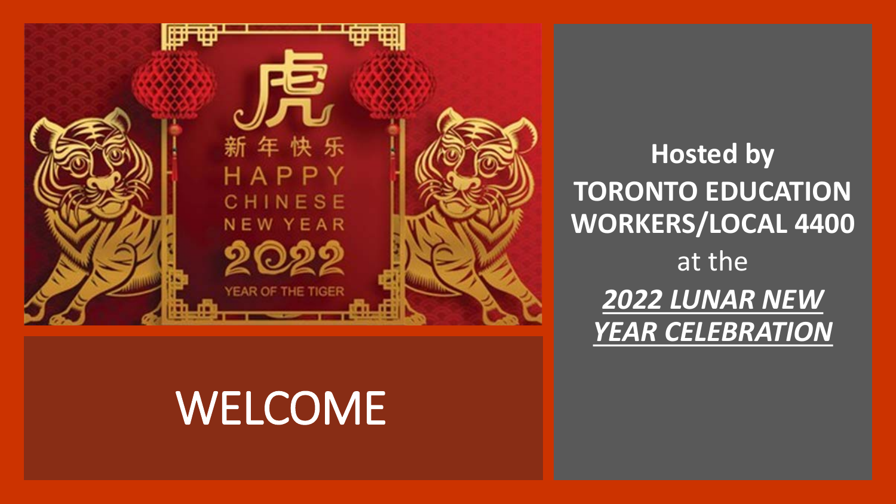新年快乐

HAPPY CHINESE NEW YEAR

2022

YEAR OF THE TIGER

# WELCOME

**Hosted by**

**TORONTO EDUCATION WORKERS/LOCAL 4400**

at the

***2022 LUNAR NEW YEAR CELEBRATION***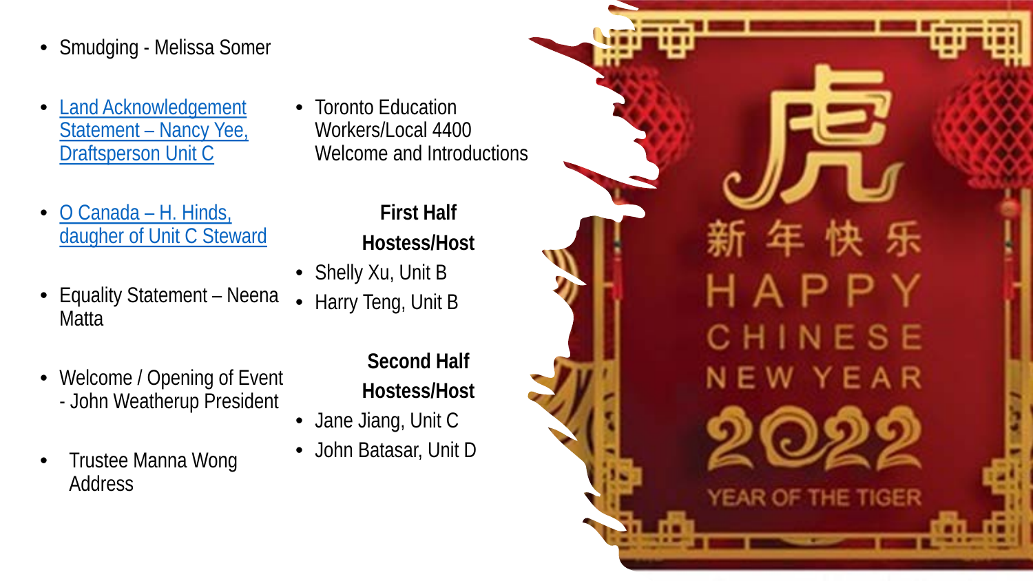- Smudging - Melissa Somer
- Land Acknowledgement Statement – Nancy Yee, Draftsperson Unit C
- O Canada – H. Hinds, daugher of Unit C Steward
- Equality Statement – Neena Matta
- Welcome / Opening of Event - John Weatherup President
- Trustee Manna Wong Address

- Toronto Education Workers/Local 4400 Welcome and Introductions

**First Half Hostess/Host**

- Shelly Xu, Unit B
- Harry Teng, Unit B

**Second Half Hostess/Host**

- Jane Jiang, Unit C
- John Batasar, Unit D

虎

新 年 快 乐

HAPPY CHINESE NEW YEAR 2022

YEAR OF THE TIGER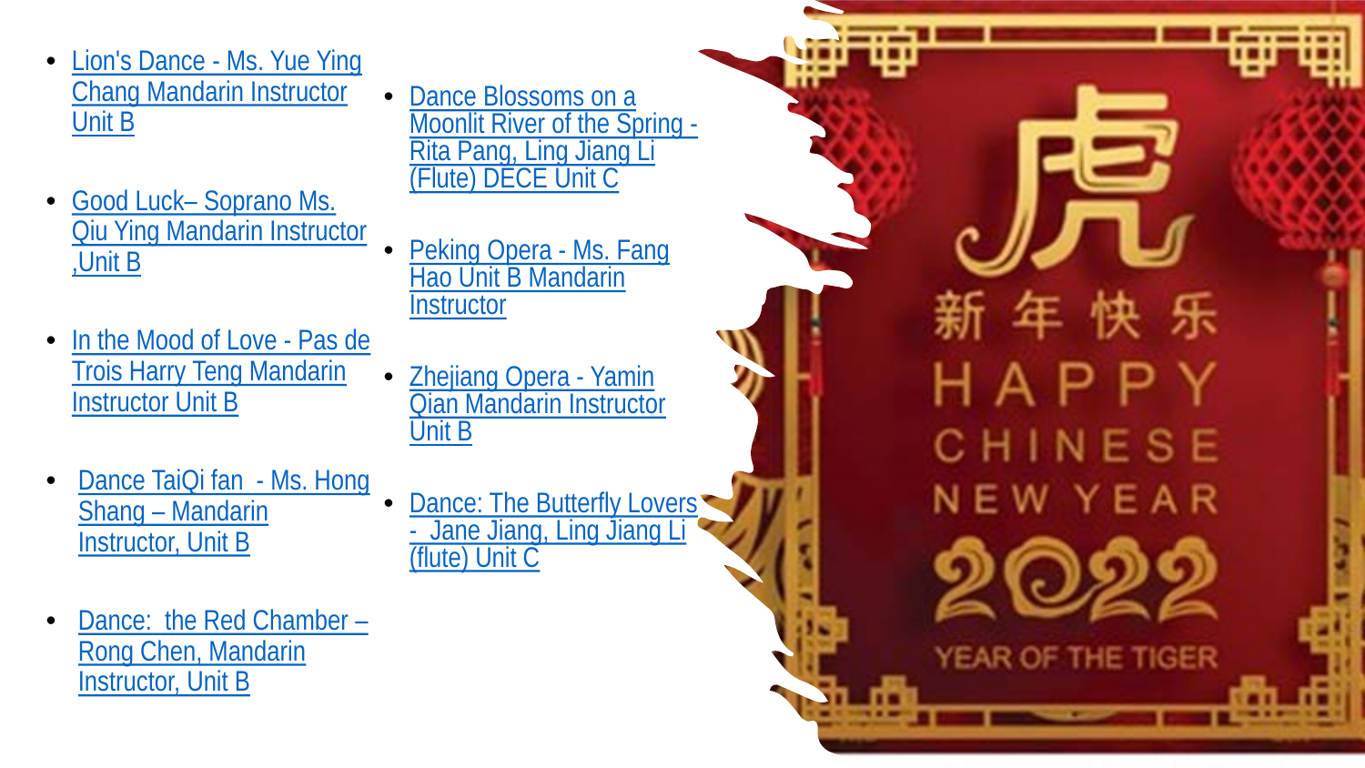- Lion's Dance - Ms. Yue Ying Chang Mandarin Instructor Unit B
- Good Luck– Soprano Ms. Qiu Ying Mandarin Instructor ,Unit B
- In the Mood of Love - Pas de Trois Harry Teng Mandarin Instructor Unit B
- Dance TaiQi fan  - Ms. Hong Shang – Mandarin Instructor, Unit B
- Dance:  the Red Chamber – Rong Chen, Mandarin Instructor, Unit B
- Dance Blossoms on a Moonlit River of the Spring - Rita Pang, Ling Jiang Li (Flute) DECE Unit C
- Peking Opera - Ms. Fang Hao Unit B Mandarin Instructor
- Zhejiang Opera - Yamin Qian Mandarin Instructor Unit B
- Dance: The Butterfly Lovers -  Jane Jiang, Ling Jiang Li (flute) Unit C

虎

新年快乐

HAPPY CHINESE NEW YEAR 2022

YEAR OF THE TIGER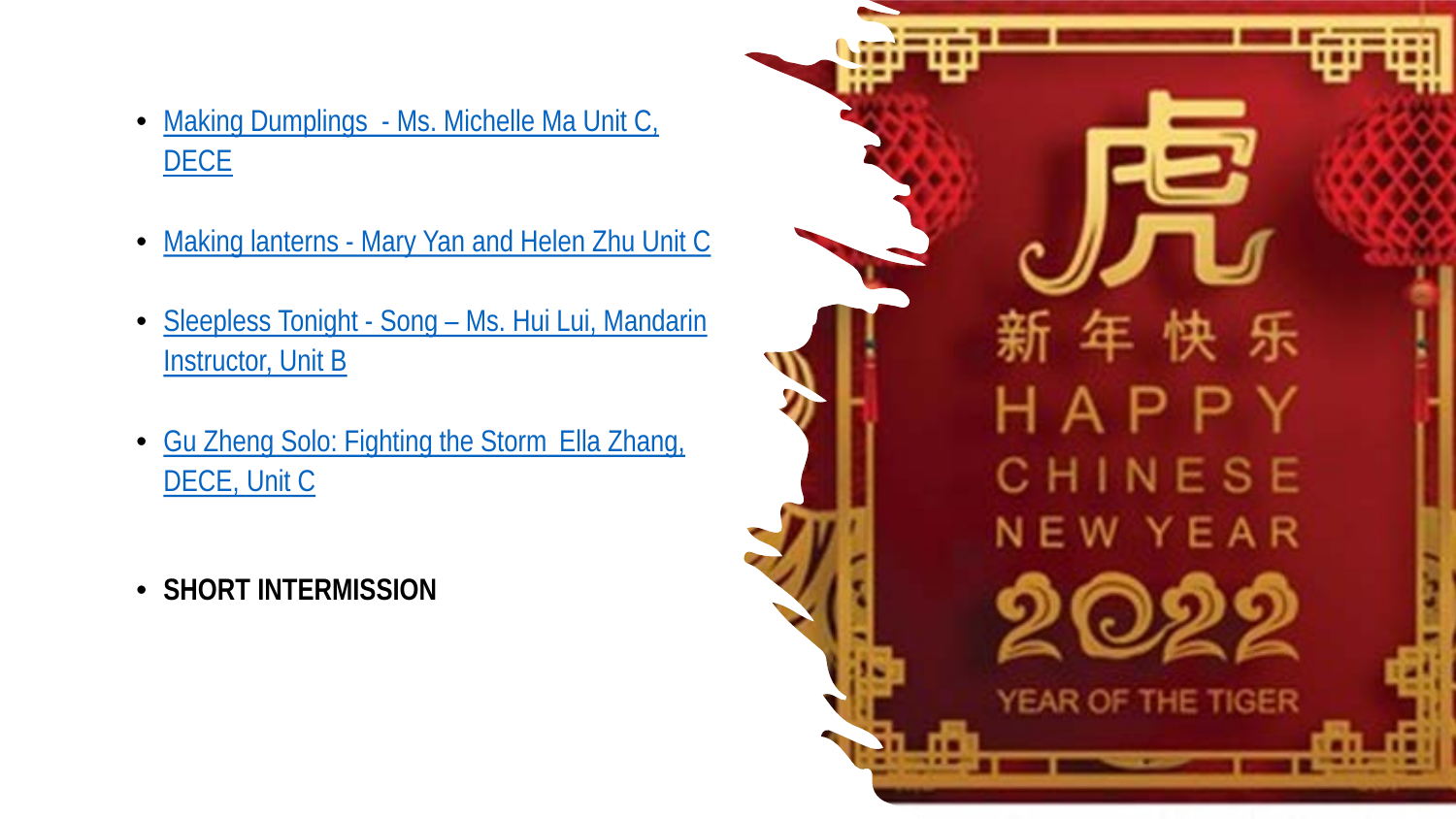- Making Dumplings - Ms. Michelle Ma Unit C, DECE
- Making lanterns - Mary Yan and Helen Zhu Unit C
- Sleepless Tonight - Song – Ms. Hui Lui, Mandarin Instructor, Unit B
- Gu Zheng Solo: Fighting the Storm Ella Zhang, DECE, Unit C
- **SHORT INTERMISSION**

虎

新年快乐

HAPPY CHINESE NEW YEAR

2022

YEAR OF THE TIGER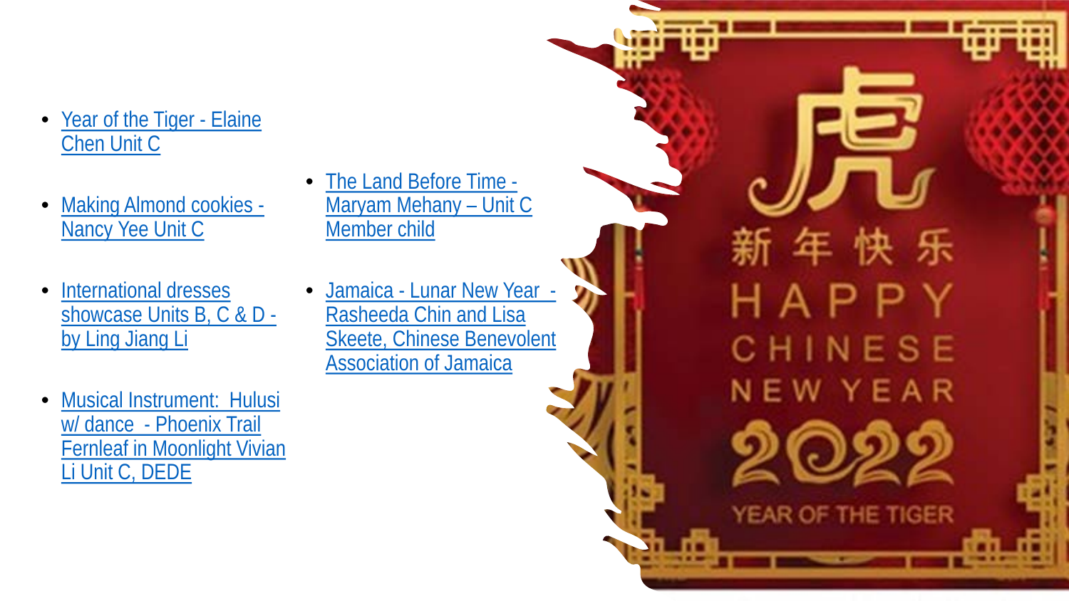- Year of the Tiger - Elaine Chen Unit C
- Making Almond cookies - Nancy Yee Unit C
- International dresses showcase Units B, C & D - by Ling Jiang Li
- Musical Instrument: Hulusi w/ dance - Phoenix Trail Fernleaf in Moonlight Vivian Li Unit C, DEDE
- The Land Before Time - Maryam Mehany – Unit C Member child
- Jamaica - Lunar New Year - Rasheeda Chin and Lisa Skeete, Chinese Benevolent Association of Jamaica

虎

新年快乐

HAPPY CHINESE NEW YEAR

2022

YEAR OF THE TIGER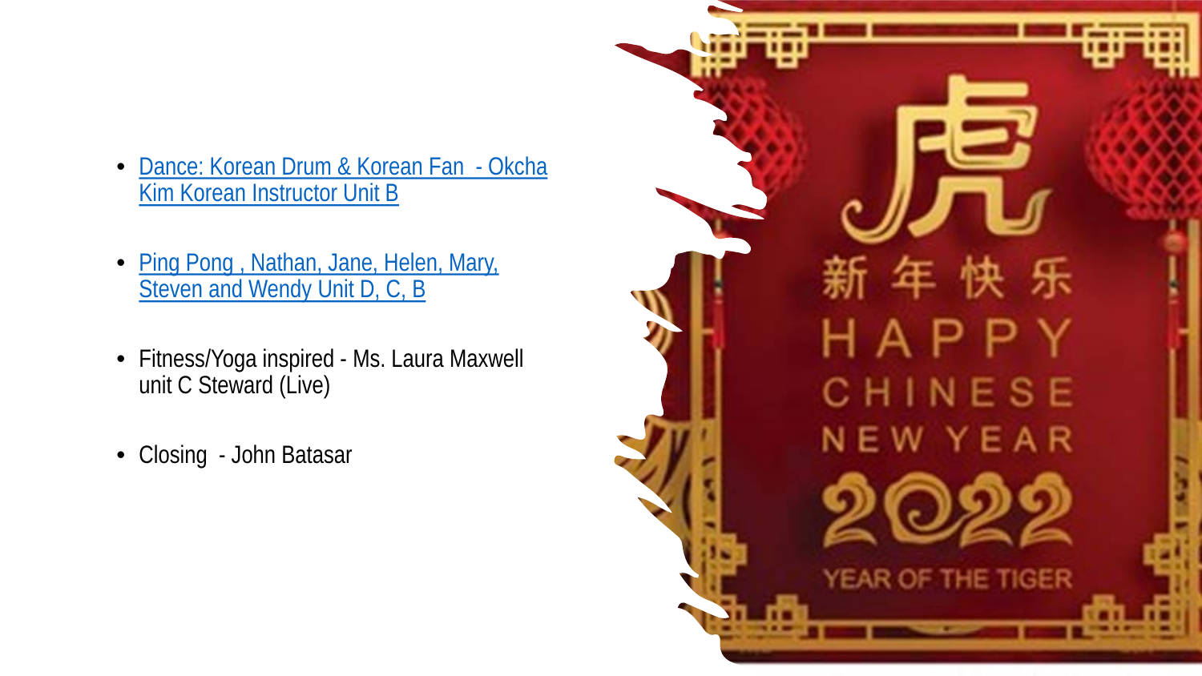- Dance: Korean Drum & Korean Fan - Okcha Kim Korean Instructor Unit B
- Ping Pong , Nathan, Jane, Helen, Mary, Steven and Wendy Unit D, C, B
- Fitness/Yoga inspired - Ms. Laura Maxwell unit C Steward (Live)
- Closing - John Batasar

虎

新年快乐

HAPPY CHINESE NEW YEAR

2022

YEAR OF THE TIGER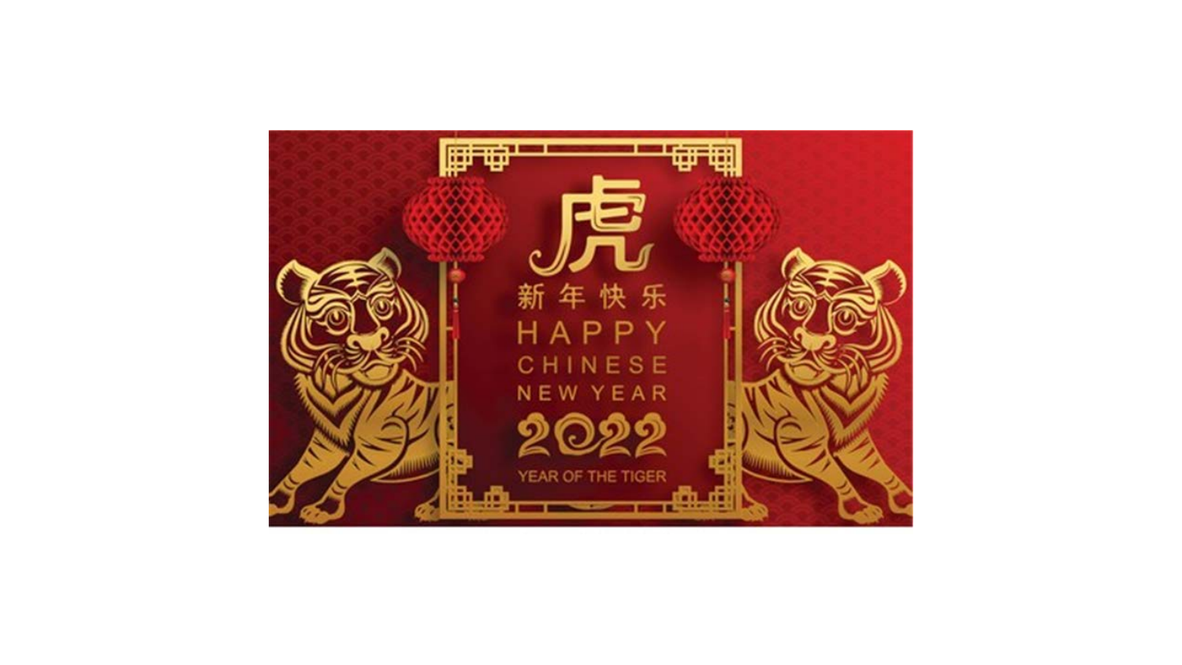虎

新年快乐

HAPPY
CHINESE
NEW YEAR

2022

YEAR OF THE TIGER